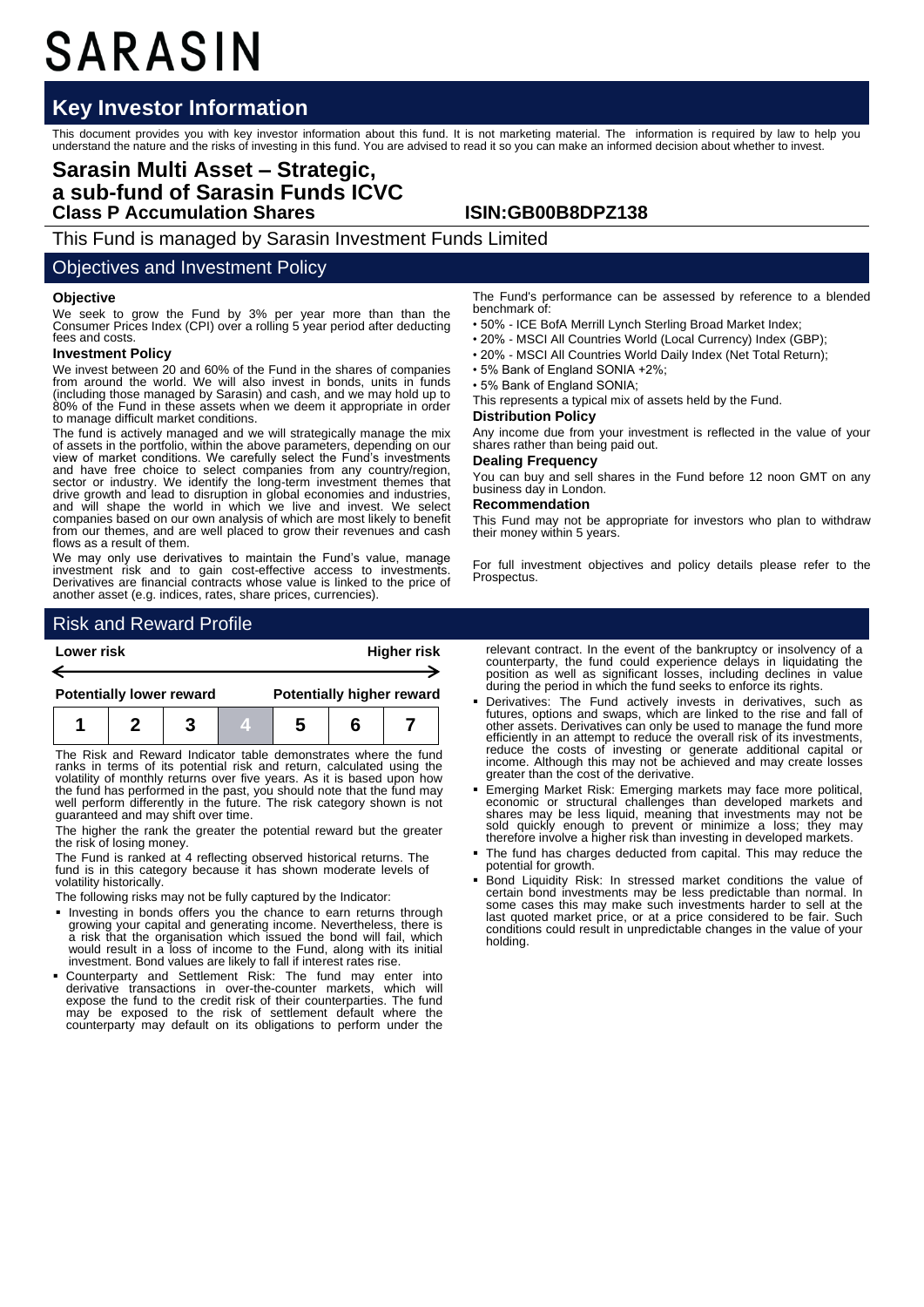# SARASIN

## Key Investor Information

This document provides you with key investor information about this fund. It is not marketing material. The information is required by law to help you understand the nature and the risks of investing in this fund. You are advised to read it so you can make an informed decision about whether to invest.

# Sarasin Multi Asset – Strategic, a sub-fund of Sarasin Funds ICVC

### Class P Accumulation Shares

**ISIN:GB00B8DPZ138**

This Fund is managed by Sarasin Investment Funds Limited

## Objectives and Investment Policy

### Objective

We seek to grow the Fund by 3% per year more than than the Consumer Prices Index (CPI) over a rolling 5 year period after deducting fees and costs.

### Investment Policy

We invest between 20 and 60% of the Fund in the shares of companies from around the world. We will also invest in bonds, units in funds (including those managed by Sarasin) and cash, and we may hold up to 80% of the Fund in these assets when we deem it appropriate in order to manage difficult market conditions.

The fund is actively managed and we will strategically manage the mix of assets in the portfolio, within the above parameters, depending on our view of market conditions. We carefully select the Fund's investments and have free choice to select companies from any country/region, sector or industry. We identify the long-term investment themes that drive growth and lead to disruption in global economies and industries, and will shape the world in which we live and invest. We select companies based on our own analysis of which are most likely to benefit from our themes, and are well placed to grow their revenues and cash flows as a result of them.

We may only use derivatives to maintain the Fund's value, manage investment risk and to gain cost-effective access to investments. Derivatives are financial contracts whose value is linked to the price of another asset (e.g. indices, rates, share prices, currencies).

The Fund's performance can be assessed by reference to a blended benchmark of:

- 50% - ICE BofA Merrill Lynch Sterling Broad Market Index;
- 20% - MSCI All Countries World (Local Currency) Index (GBP);
- 20% - MSCI All Countries World Daily Index (Net Total Return);
- 5% Bank of England SONIA +2%;
- 5% Bank of England SONIA;

This represents a typical mix of assets held by the Fund.

### Distribution Policy

Any income due from your investment is reflected in the value of your shares rather than being paid out.

### Dealing Frequency

You can buy and sell shares in the Fund before 12 noon GMT on any business day in London.

### Recommendation

This Fund may not be appropriate for investors who plan to withdraw their money within 5 years.

For full investment objectives and policy details please refer to the Prospectus.

## Risk and Reward Profile

| Lower risk | | | | | | Higher risk |
|---|---|---|---|---|---|---|
| Potentially lower reward | | | | | | Potentially higher reward |
| 1 | 2 | 3 | **4** | 5 | 6 | 7 |

The Risk and Reward Indicator table demonstrates where the fund ranks in terms of its potential risk and return, calculated using the volatility of monthly returns over five years. As it is based upon how the fund has performed in the past, you should note that the fund may well perform differently in the future. The risk category shown is not guaranteed and may shift over time.

The higher the rank the greater the potential reward but the greater the risk of losing money.

The Fund is ranked at 4 reflecting observed historical returns. The fund is in this category because it has shown moderate levels of volatility historically.

The following risks may not be fully captured by the Indicator:

- Investing in bonds offers you the chance to earn returns through growing your capital and generating income. Nevertheless, there is a risk that the organisation which issued the bond will fail, which would result in a loss of income to the Fund, along with its initial investment. Bond values are likely to fall if interest rates rise.
- Counterparty and Settlement Risk: The fund may enter into derivative transactions in over-the-counter markets, which will expose the fund to the credit risk of their counterparties. The fund may be exposed to the risk of settlement default where the counterparty may default on its obligations to perform under the relevant contract. In the event of the bankruptcy or insolvency of a counterparty, the fund could experience delays in liquidating the position as well as significant losses, including declines in value during the period in which the fund seeks to enforce its rights.
- Derivatives: The Fund actively invests in derivatives, such as futures, options and swaps, which are linked to the rise and fall of other assets. Derivatives can only be used to manage the fund more efficiently in an attempt to reduce the overall risk of its investments, reduce the costs of investing or generate additional capital or income. Although this may not be achieved and may create losses greater than the cost of the derivative.
- Emerging Market Risk: Emerging markets may face more political, economic or structural challenges than developed markets and shares may be less liquid, meaning that investments may not be sold quickly enough to prevent or minimize a loss; they may therefore involve a higher risk than investing in developed markets.
- The fund has charges deducted from capital. This may reduce the potential for growth.
- Bond Liquidity Risk: In stressed market conditions the value of certain bond investments may be less predictable than normal. In some cases this may make such investments harder to sell at the last quoted market price, or at a price considered to be fair. Such conditions could result in unpredictable changes in the value of your holding.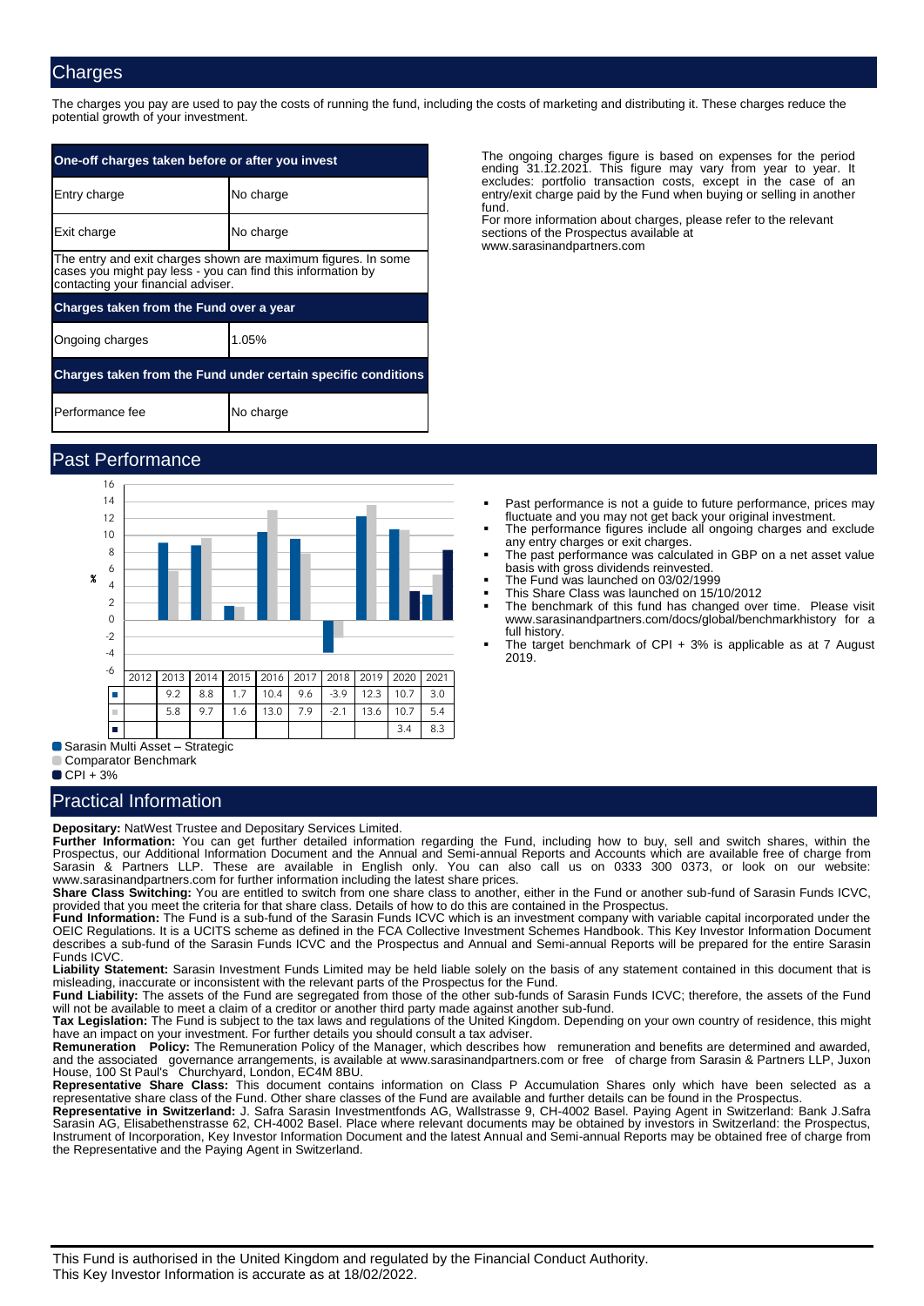## Charges

The charges you pay are used to pay the costs of running the fund, including the costs of marketing and distributing it. These charges reduce the potential growth of your investment.

| One-off charges taken before or after you invest | |
|---|---|
| Entry charge | No charge |
| Exit charge | No charge |
| The entry and exit charges shown are maximum figures. In some cases you might pay less - you can find this information by contacting your financial adviser. | |
| **Charges taken from the Fund over a year** | |
| Ongoing charges | 1.05% |
| **Charges taken from the Fund under certain specific conditions** | |
| Performance fee | No charge |

The ongoing charges figure is based on expenses for the period ending 31.12.2021. This figure may vary from year to year. It excludes: portfolio transaction costs, except in the case of an entry/exit charge paid by the Fund when buying or selling in another fund.

For more information about charges, please refer to the relevant sections of the Prospectus available at www.sarasinandpartners.com

## Past Performance

%

16
14
12
10
8
6
4
2
0
-2
-4
-6

2012 2013 2014 2015 2016 2017 2018 2019 2020 2021

Sarasin Multi Asset – Strategic: 9.2 8.8 1.7 10.4 9.6 -3.9 12.3 10.7 3.0

Comparator Benchmark: 5.8 9.7 1.6 13.0 7.9 -2.1 13.6 10.7 5.4

CPI + 3%: 3.4 8.3

Sarasin Multi Asset – Strategic
Comparator Benchmark
CPI + 3%

- Past performance is not a guide to future performance, prices may fluctuate and you may not get back your original investment.
- The performance figures include all ongoing charges and exclude any entry charges or exit charges.
- The past performance was calculated in GBP on a net asset value basis with gross dividends reinvested.
- The Fund was launched on 03/02/1999
- This Share Class was launched on 15/10/2012
- The benchmark of this fund has changed over time. Please visit www.sarasinandpartners.com/docs/global/benchmarkhistory for a full history.
- The target benchmark of CPI + 3% is applicable as at 7 August 2019.

## Practical Information

**Depositary:** NatWest Trustee and Depositary Services Limited.

**Further Information:** You can get further detailed information regarding the Fund, including how to buy, sell and switch shares, within the Prospectus, our Additional Information Document and the Annual and Semi-annual Reports and Accounts which are available free of charge from Sarasin & Partners LLP. These are available in English only. You can also call us on 0333 300 0373, or look on our website: www.sarasinandpartners.com for further information including the latest share prices.

**Share Class Switching:** You are entitled to switch from one share class to another, either in the Fund or another sub-fund of Sarasin Funds ICVC, provided that you meet the criteria for that share class. Details of how to do this are contained in the Prospectus.

**Fund Information:** The Fund is a sub-fund of the Sarasin Funds ICVC which is an investment company with variable capital incorporated under the OEIC Regulations. It is a UCITS scheme as defined in the FCA Collective Investment Schemes Handbook. This Key Investor Information Document describes a sub-fund of the Sarasin Funds ICVC and the Prospectus and Annual and Semi-annual Reports will be prepared for the entire Sarasin Funds ICVC.

**Liability Statement:** Sarasin Investment Funds Limited may be held liable solely on the basis of any statement contained in this document that is misleading, inaccurate or inconsistent with the relevant parts of the Prospectus for the Fund.

**Fund Liability:** The assets of the Fund are segregated from those of the other sub-funds of Sarasin Funds ICVC; therefore, the assets of the Fund will not be available to meet a claim of a creditor or another third party made against another sub-fund.

**Tax Legislation:** The Fund is subject to the tax laws and regulations of the United Kingdom. Depending on your own country of residence, this might have an impact on your investment. For further details you should consult a tax adviser.

**Remuneration Policy:** The Remuneration Policy of the Manager, which describes how remuneration and benefits are determined and awarded, and the associated governance arrangements, is available at www.sarasinandpartners.com or free of charge from Sarasin & Partners LLP, Juxon House, 100 St Paul's Churchyard, London, EC4M 8BU.

**Representative Share Class:** This document contains information on Class P Accumulation Shares only which have been selected as a representative share class of the Fund. Other share classes of the Fund are available and further details can be found in the Prospectus.

**Representative in Switzerland:** J. Safra Sarasin Investmentfonds AG, Wallstrasse 9, CH-4002 Basel. Paying Agent in Switzerland: Bank J.Safra Sarasin AG, Elisabethenstrasse 62, CH-4002 Basel. Place where relevant documents may be obtained by investors in Switzerland: the Prospectus, Instrument of Incorporation, Key Investor Information Document and the latest Annual and Semi-annual Reports may be obtained free of charge from the Representative and the Paying Agent in Switzerland.

This Fund is authorised in the United Kingdom and regulated by the Financial Conduct Authority.
This Key Investor Information is accurate as at 18/02/2022.